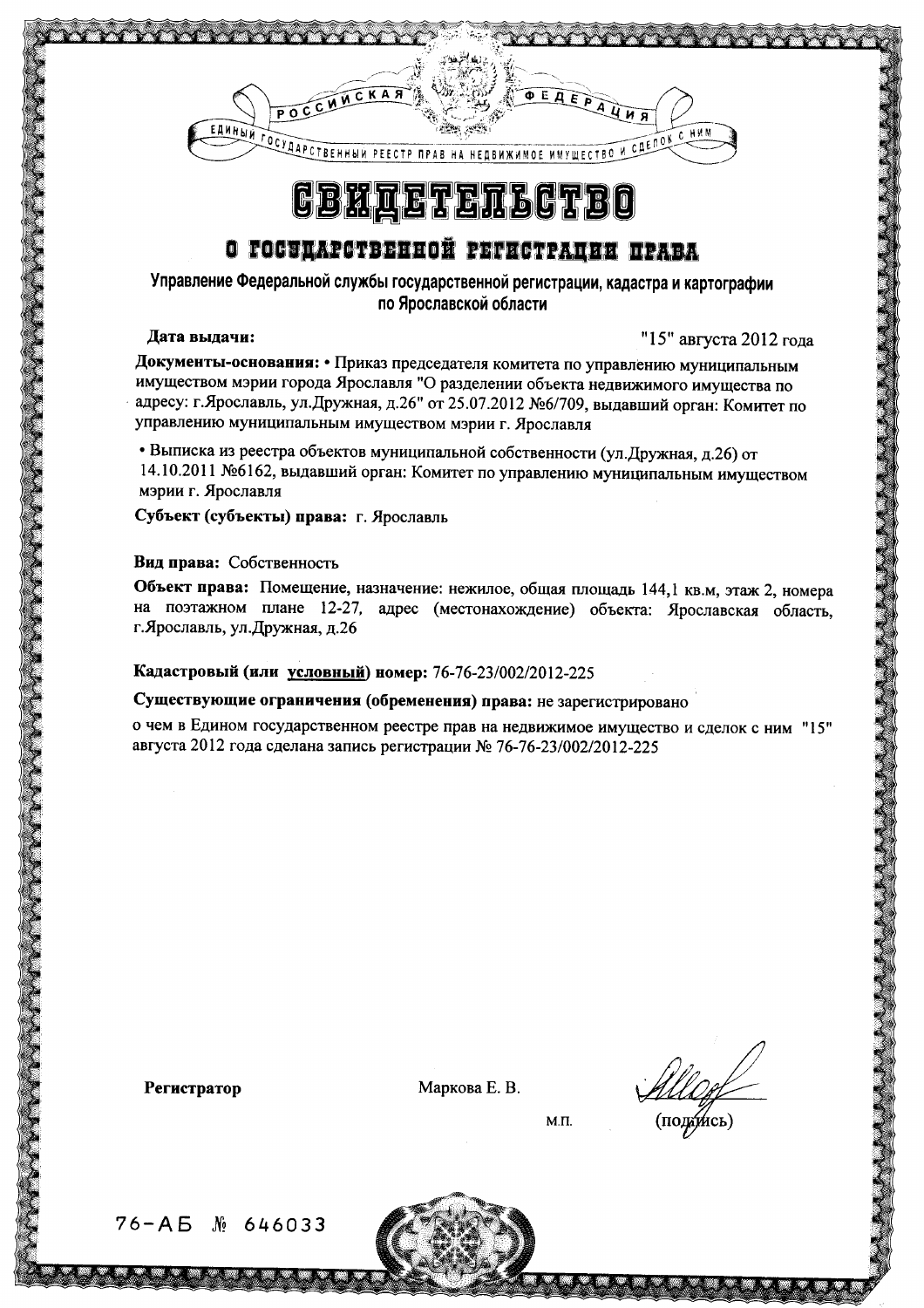РОССИЙСКАЯ ФЕДЕРАЦИЯ

ЕДИНЫЙ ГОСУДАРСТВЕННЫЙ РЕЕСТР ПРАВ НА НЕДВИЖИМОЕ ИМУЩЕСТВО И СДЕЛОК С НИМ

# СВИДЕТЕЛЬСТВО

## О ГОСУДАРСТВЕННОЙ РЕГИСТРАЦИИ ПРАВА

**Управление Федеральной службы государственной регистрации, кадастра и картографии по Ярославской области**

**Дата выдачи:** "15" августа 2012 года

**Документы-основания:** • Приказ председателя комитета по управлению муниципальным имуществом мэрии города Ярославля "О разделении объекта недвижимого имущества по адресу: г.Ярославль, ул.Дружная, д.26" от 25.07.2012 №6/709, выдавший орган: Комитет по управлению муниципальным имуществом мэрии г. Ярославля

• Выписка из реестра объектов муниципальной собственности (ул.Дружная, д.26) от 14.10.2011 №6162, выдавший орган: Комитет по управлению муниципальным имуществом мэрии г. Ярославля

**Субъект (субъекты) права:** г. Ярославль

**Вид права:** Собственность

**Объект права:** Помещение, назначение: нежилое, общая площадь 144,1 кв.м, этаж 2, номера на поэтажном плане 12-27, адрес (местонахождение) объекта: Ярославская область, г.Ярославль, ул.Дружная, д.26

**Кадастровый (или условный) номер:** 76-76-23/002/2012-225

**Существующие ограничения (обременения) права:** не зарегистрировано

о чем в Едином государственном реестре прав на недвижимое имущество и сделок с ним "15" августа 2012 года сделана запись регистрации № 76-76-23/002/2012-225

**Регистратор** Маркова Е. В. М.П. (подпись)

76-АБ № 646033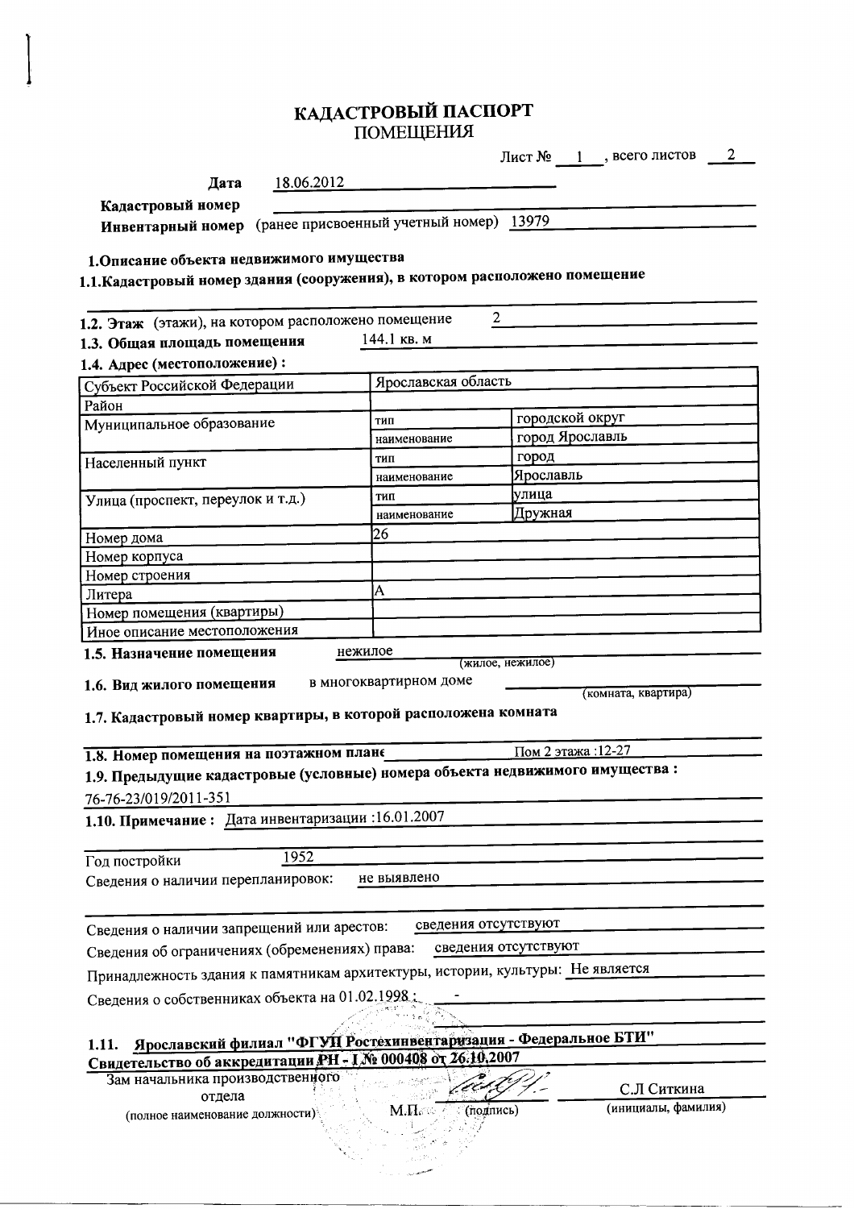# КАДАСТРОВЫЙ ПАСПОРТ
## ПОМЕЩЕНИЯ

Лист № 1 , всего листов 2

**Дата** 18.06.2012

**Кадастровый номер**

**Инвентарный номер** (ранее присвоенный учетный номер) 13979

**1.Описание объекта недвижимого имущества**

**1.1.Кадастровый номер здания (сооружения), в котором расположено помещение**

**1.2. Этаж** (этажи), на котором расположено помещение 2

**1.3. Общая площадь помещения** 144.1 кв. м

**1.4. Адрес (местоположение) :**

| | | |
|---|---|---|
| Субъект Российской Федерации | Ярославская область | |
| Район | | |
| Муниципальное образование | тип | городской округ |
| | наименование | город Ярославль |
| Населенный пункт | тип | город |
| | наименование | Ярославль |
| Улица (проспект, переулок и т.д.) | тип | улица |
| | наименование | Дружная |
| Номер дома | 26 | |
| Номер корпуса | | |
| Номер строения | | |
| Литера | А | |
| Номер помещения (квартиры) | | |
| Иное описание местоположения | | |

**1.5. Назначение помещения** нежилое (жилое, нежилое)

**1.6. Вид жилого помещения** в многоквартирном доме (комната, квартира)

**1.7. Кадастровый номер квартиры, в которой расположена комната**

**1.8. Номер помещения на поэтажном плане** Пом 2 этажа :12-27

**1.9. Предыдущие кадастровые (условные) номера объекта недвижимого имущества :**

76-76-23/019/2011-351

**1.10. Примечание :** Дата инвентаризации :16.01.2007

Год постройки 1952

Сведения о наличии перепланировок: не выявлено

Сведения о наличии запрещений или арестов: сведения отсутствуют

Сведения об ограничениях (обременениях) права: сведения отсутствуют

Принадлежность здания к памятникам архитектуры, истории, культуры: Не является

Сведения о собственниках объекта на 01.02.1998 : -

**1.11. Ярославский филиал "ФГУП Ростехинвентаризация - Федеральное БТИ"**

**Свидетельство об аккредитации РН - I № 000408 от 26.10.2007**

Зам начальника производственного отдела (полное наименование должности) М.П. (подпись) С.Л Ситкина (инициалы, фамилия)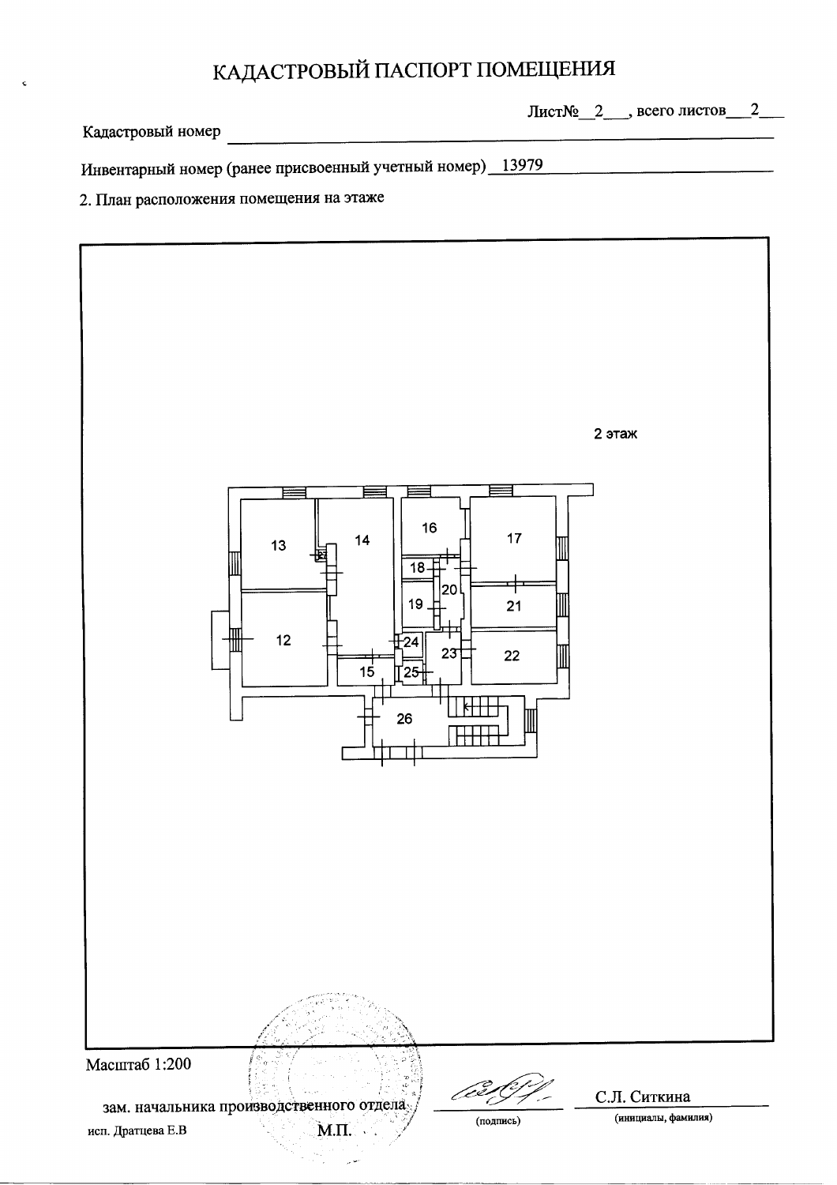# КАДАСТРОВЫЙ ПАСПОРТ ПОМЕЩЕНИЯ

Лист№ 2 , всего листов 2

Кадастровый номер

Инвентарный номер (ранее присвоенный учетный номер) 13979

2. План расположения помещения на этаже

2 этаж

13
14
16
17
18
20
19
21
12
24
23
22
15
25
26

Масштаб 1:200

зам. начальника производственного отдела

исп. Дратцева Е.В

М.П.

(подпись)

С.Л. Ситкина

(инициалы, фамилия)